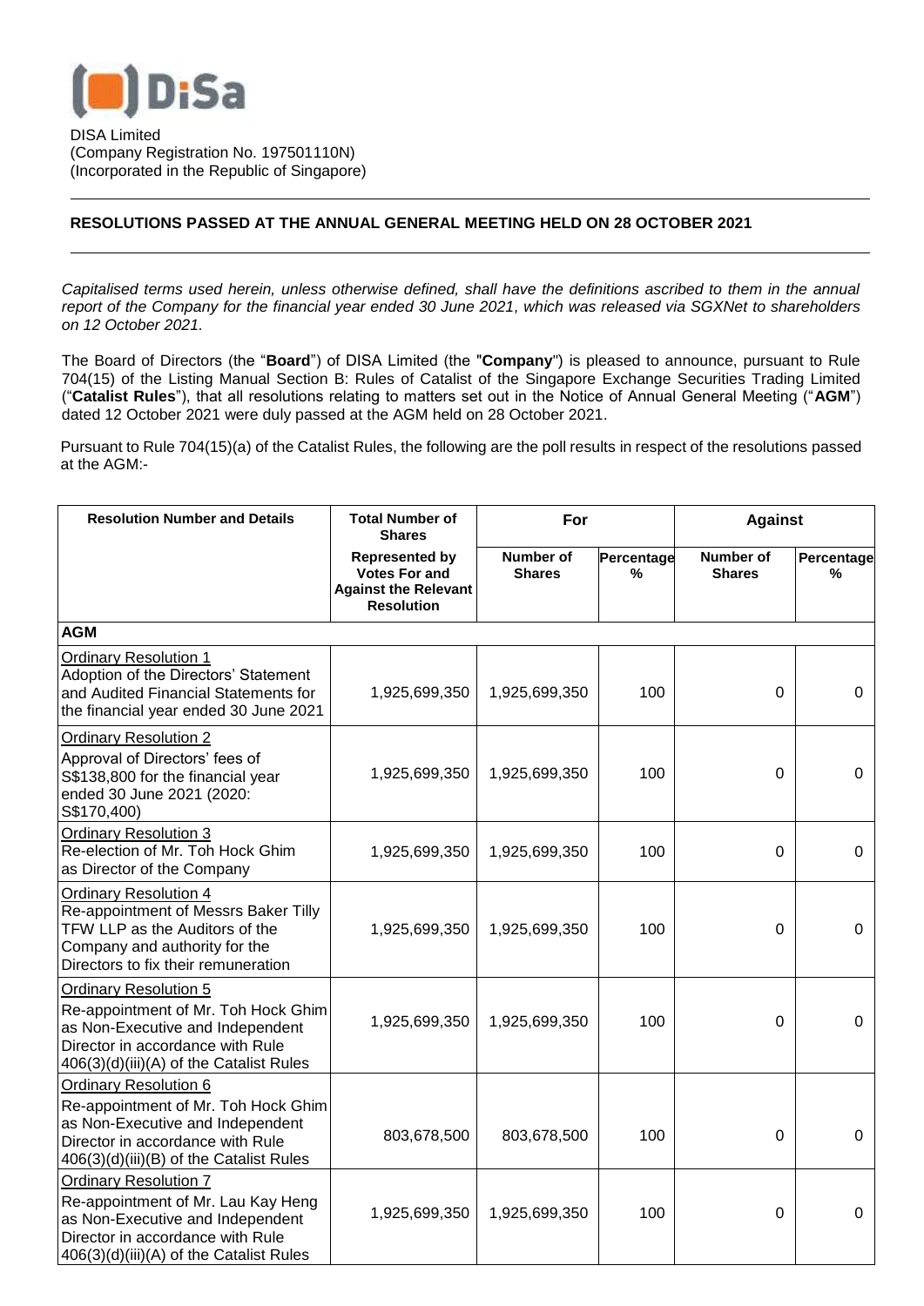DISA Limited
(Company Registration No. 197501110N)
(Incorporated in the Republic of Singapore)

## RESOLUTIONS PASSED AT THE ANNUAL GENERAL MEETING HELD ON 28 OCTOBER 2021

*Capitalised terms used herein, unless otherwise defined, shall have the definitions ascribed to them in the annual report of the Company for the financial year ended 30 June 2021, which was released via SGXNet to shareholders on 12 October 2021.*

The Board of Directors (the "**Board**") of DISA Limited (the "**Company**") is pleased to announce, pursuant to Rule 704(15) of the Listing Manual Section B: Rules of Catalist of the Singapore Exchange Securities Trading Limited ("**Catalist Rules**"), that all resolutions relating to matters set out in the Notice of Annual General Meeting ("**AGM**") dated 12 October 2021 were duly passed at the AGM held on 28 October 2021.

Pursuant to Rule 704(15)(a) of the Catalist Rules, the following are the poll results in respect of the resolutions passed at the AGM:-

| Resolution Number and Details | Total Number of Shares | For | | Against | |
|---|---|---|---|---|---|
| | Represented by Votes For and Against the Relevant Resolution | Number of Shares | Percentage % | Number of Shares | Percentage % |
| **AGM** | | | | | |
| Ordinary Resolution 1<br>Adoption of the Directors' Statement and Audited Financial Statements for the financial year ended 30 June 2021 | 1,925,699,350 | 1,925,699,350 | 100 | 0 | 0 |
| Ordinary Resolution 2<br>Approval of Directors' fees of S$138,800 for the financial year ended 30 June 2021 (2020: S$170,400) | 1,925,699,350 | 1,925,699,350 | 100 | 0 | 0 |
| Ordinary Resolution 3<br>Re-election of Mr. Toh Hock Ghim as Director of the Company | 1,925,699,350 | 1,925,699,350 | 100 | 0 | 0 |
| Ordinary Resolution 4<br>Re-appointment of Messrs Baker Tilly TFW LLP as the Auditors of the Company and authority for the Directors to fix their remuneration | 1,925,699,350 | 1,925,699,350 | 100 | 0 | 0 |
| Ordinary Resolution 5<br>Re-appointment of Mr. Toh Hock Ghim as Non-Executive and Independent Director in accordance with Rule 406(3)(d)(iii)(A) of the Catalist Rules | 1,925,699,350 | 1,925,699,350 | 100 | 0 | 0 |
| Ordinary Resolution 6<br>Re-appointment of Mr. Toh Hock Ghim as Non-Executive and Independent Director in accordance with Rule 406(3)(d)(iii)(B) of the Catalist Rules | 803,678,500 | 803,678,500 | 100 | 0 | 0 |
| Ordinary Resolution 7<br>Re-appointment of Mr. Lau Kay Heng as Non-Executive and Independent Director in accordance with Rule 406(3)(d)(iii)(A) of the Catalist Rules | 1,925,699,350 | 1,925,699,350 | 100 | 0 | 0 |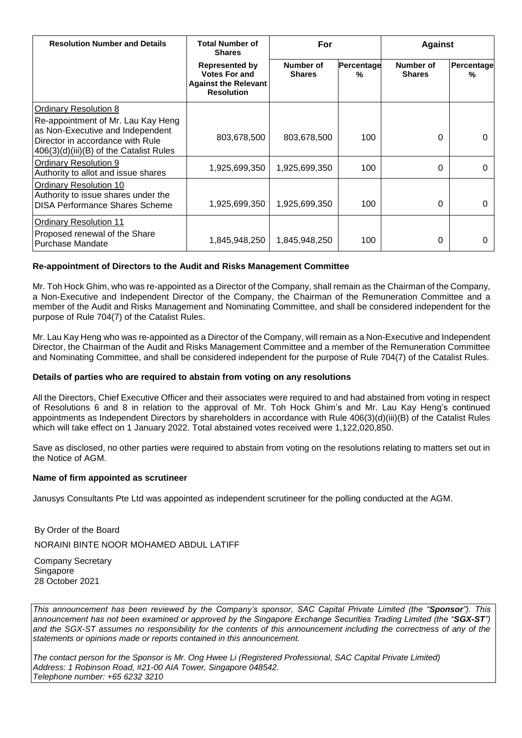| Resolution Number and Details | Total Number of Shares | For | | Against | |
|---|---|---|---|---|---|
| | Represented by Votes For and Against the Relevant Resolution | Number of Shares | Percentage % | Number of Shares | Percentage % |
| Ordinary Resolution 8<br>Re-appointment of Mr. Lau Kay Heng as Non-Executive and Independent Director in accordance with Rule 406(3)(d)(iii)(B) of the Catalist Rules | 803,678,500 | 803,678,500 | 100 | 0 | 0 |
| Ordinary Resolution 9<br>Authority to allot and issue shares | 1,925,699,350 | 1,925,699,350 | 100 | 0 | 0 |
| Ordinary Resolution 10<br>Authority to issue shares under the DISA Performance Shares Scheme | 1,925,699,350 | 1,925,699,350 | 100 | 0 | 0 |
| Ordinary Resolution 11<br>Proposed renewal of the Share Purchase Mandate | 1,845,948,250 | 1,845,948,250 | 100 | 0 | 0 |

**Re-appointment of Directors to the Audit and Risks Management Committee**

Mr. Toh Hock Ghim, who was re-appointed as a Director of the Company, shall remain as the Chairman of the Company, a Non-Executive and Independent Director of the Company, the Chairman of the Remuneration Committee and a member of the Audit and Risks Management and Nominating Committee, and shall be considered independent for the purpose of Rule 704(7) of the Catalist Rules.

Mr. Lau Kay Heng who was re-appointed as a Director of the Company, will remain as a Non-Executive and Independent Director, the Chairman of the Audit and Risks Management Committee and a member of the Remuneration Committee and Nominating Committee, and shall be considered independent for the purpose of Rule 704(7) of the Catalist Rules.

**Details of parties who are required to abstain from voting on any resolutions**

All the Directors, Chief Executive Officer and their associates were required to and had abstained from voting in respect of Resolutions 6 and 8 in relation to the approval of Mr. Toh Hock Ghim's and Mr. Lau Kay Heng's continued appointments as Independent Directors by shareholders in accordance with Rule 406(3)(d)(iii)(B) of the Catalist Rules which will take effect on 1 January 2022. Total abstained votes received were 1,122,020,850.

Save as disclosed, no other parties were required to abstain from voting on the resolutions relating to matters set out in the Notice of AGM.

**Name of firm appointed as scrutineer**

Janusys Consultants Pte Ltd was appointed as independent scrutineer for the polling conducted at the AGM.

By Order of the Board

NORAINI BINTE NOOR MOHAMED ABDUL LATIFF

Company Secretary
Singapore
28 October 2021

*This announcement has been reviewed by the Company's sponsor, SAC Capital Private Limited (the "**Sponsor**"). This announcement has not been examined or approved by the Singapore Exchange Securities Trading Limited (the "**SGX-ST**") and the SGX-ST assumes no responsibility for the contents of this announcement including the correctness of any of the statements or opinions made or reports contained in this announcement.*

*The contact person for the Sponsor is Mr. Ong Hwee Li (Registered Professional, SAC Capital Private Limited)*
*Address: 1 Robinson Road, #21-00 AIA Tower, Singapore 048542.*
*Telephone number: +65 6232 3210*